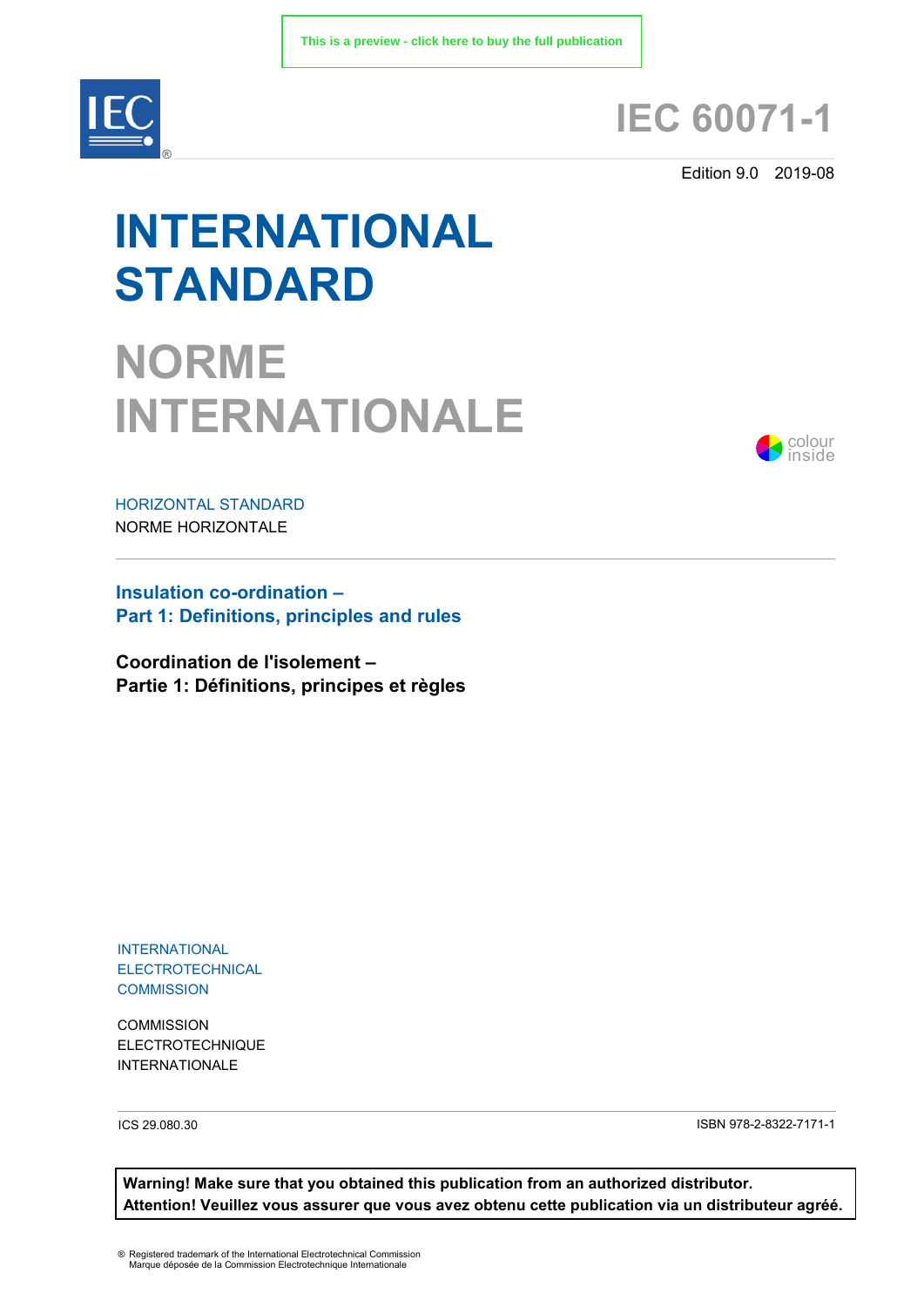This is a preview - click here to buy the full publication

# IEC 60071-1

Edition 9.0 2019-08

# INTERNATIONAL STANDARD

# NORME INTERNATIONALE

colour inside

HORIZONTAL STANDARD

NORME HORIZONTALE

**Insulation co-ordination –**
**Part 1: Definitions, principles and rules**

**Coordination de l'isolement –**
**Partie 1: Définitions, principes et règles**

INTERNATIONAL ELECTROTECHNICAL COMMISSION

COMMISSION ELECTROTECHNIQUE INTERNATIONALE

ICS 29.080.30

ISBN 978-2-8322-7171-1

**Warning! Make sure that you obtained this publication from an authorized distributor.**
**Attention! Veuillez vous assurer que vous avez obtenu cette publication via un distributeur agréé.**

® Registered trademark of the International Electrotechnical Commission
Marque déposée de la Commission Electrotechnique Internationale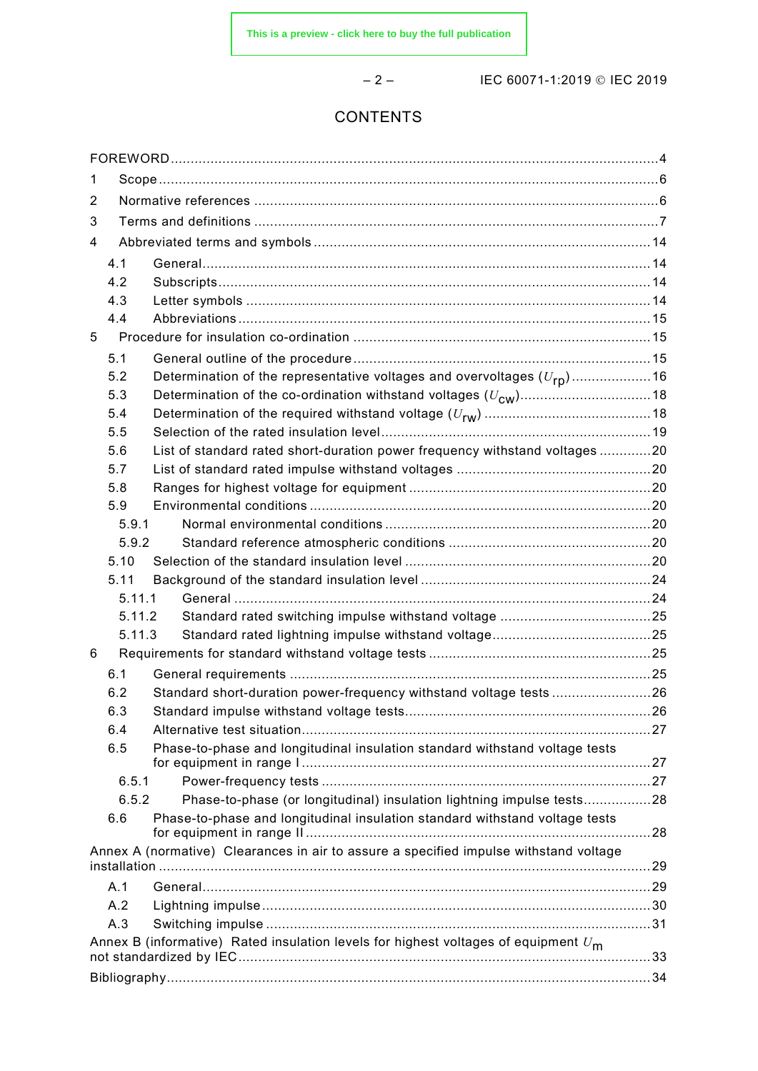# CONTENTS

FOREWORD ... 4

1 Scope ... 6

2 Normative references ... 6

3 Terms and definitions ... 7

4 Abbreviated terms and symbols ... 14

- 4.1 General ... 14
- 4.2 Subscripts ... 14
- 4.3 Letter symbols ... 14
- 4.4 Abbreviations ... 15

5 Procedure for insulation co-ordination ... 15

- 5.1 General outline of the procedure ... 15
- 5.2 Determination of the representative voltages and overvoltages ($U_{rp}$) ... 16
- 5.3 Determination of the co-ordination withstand voltages ($U_{cw}$) ... 18
- 5.4 Determination of the required withstand voltage ($U_{rw}$) ... 18
- 5.5 Selection of the rated insulation level ... 19
- 5.6 List of standard rated short-duration power frequency withstand voltages ... 20
- 5.7 List of standard rated impulse withstand voltages ... 20
- 5.8 Ranges for highest voltage for equipment ... 20
- 5.9 Environmental conditions ... 20
  - 5.9.1 Normal environmental conditions ... 20
  - 5.9.2 Standard reference atmospheric conditions ... 20
- 5.10 Selection of the standard insulation level ... 20
- 5.11 Background of the standard insulation level ... 24
  - 5.11.1 General ... 24
  - 5.11.2 Standard rated switching impulse withstand voltage ... 25
  - 5.11.3 Standard rated lightning impulse withstand voltage ... 25

6 Requirements for standard withstand voltage tests ... 25

- 6.1 General requirements ... 25
- 6.2 Standard short-duration power-frequency withstand voltage tests ... 26
- 6.3 Standard impulse withstand voltage tests ... 26
- 6.4 Alternative test situation ... 27
- 6.5 Phase-to-phase and longitudinal insulation standard withstand voltage tests for equipment in range I ... 27
  - 6.5.1 Power-frequency tests ... 27
  - 6.5.2 Phase-to-phase (or longitudinal) insulation lightning impulse tests ... 28
- 6.6 Phase-to-phase and longitudinal insulation standard withstand voltage tests for equipment in range II ... 28

Annex A (normative) Clearances in air to assure a specified impulse withstand voltage installation ... 29

- A.1 General ... 29
- A.2 Lightning impulse ... 30
- A.3 Switching impulse ... 31

Annex B (informative) Rated insulation levels for highest voltages of equipment $U_m$ not standardized by IEC ... 33

Bibliography ... 34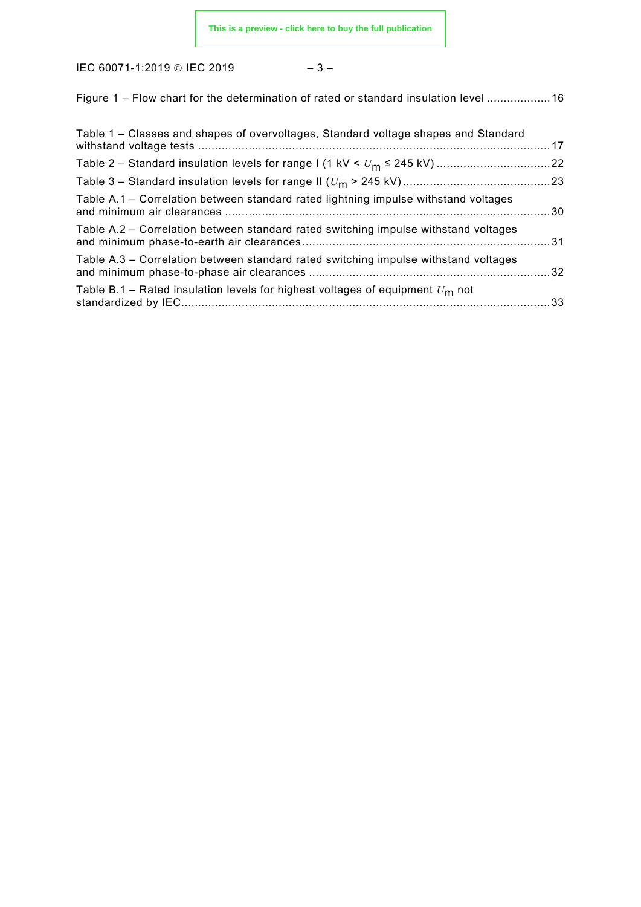Figure 1 – Flow chart for the determination of rated or standard insulation level .................. 16

Table 1 – Classes and shapes of overvoltages, Standard voltage shapes and Standard withstand voltage tests ........................................................................................................ 17

Table 2 – Standard insulation levels for range I (1 kV < $U_m$ ≤ 245 kV) .................................. 22

Table 3 – Standard insulation levels for range II ($U_m$ > 245 kV) ........................................... 23

Table A.1 – Correlation between standard rated lightning impulse withstand voltages and minimum air clearances ................................................................................................ 30

Table A.2 – Correlation between standard rated switching impulse withstand voltages and minimum phase-to-earth air clearances ......................................................................... 31

Table A.3 – Correlation between standard rated switching impulse withstand voltages and minimum phase-to-phase air clearances ....................................................................... 32

Table B.1 – Rated insulation levels for highest voltages of equipment $U_m$ not standardized by IEC ............................................................................................................. 33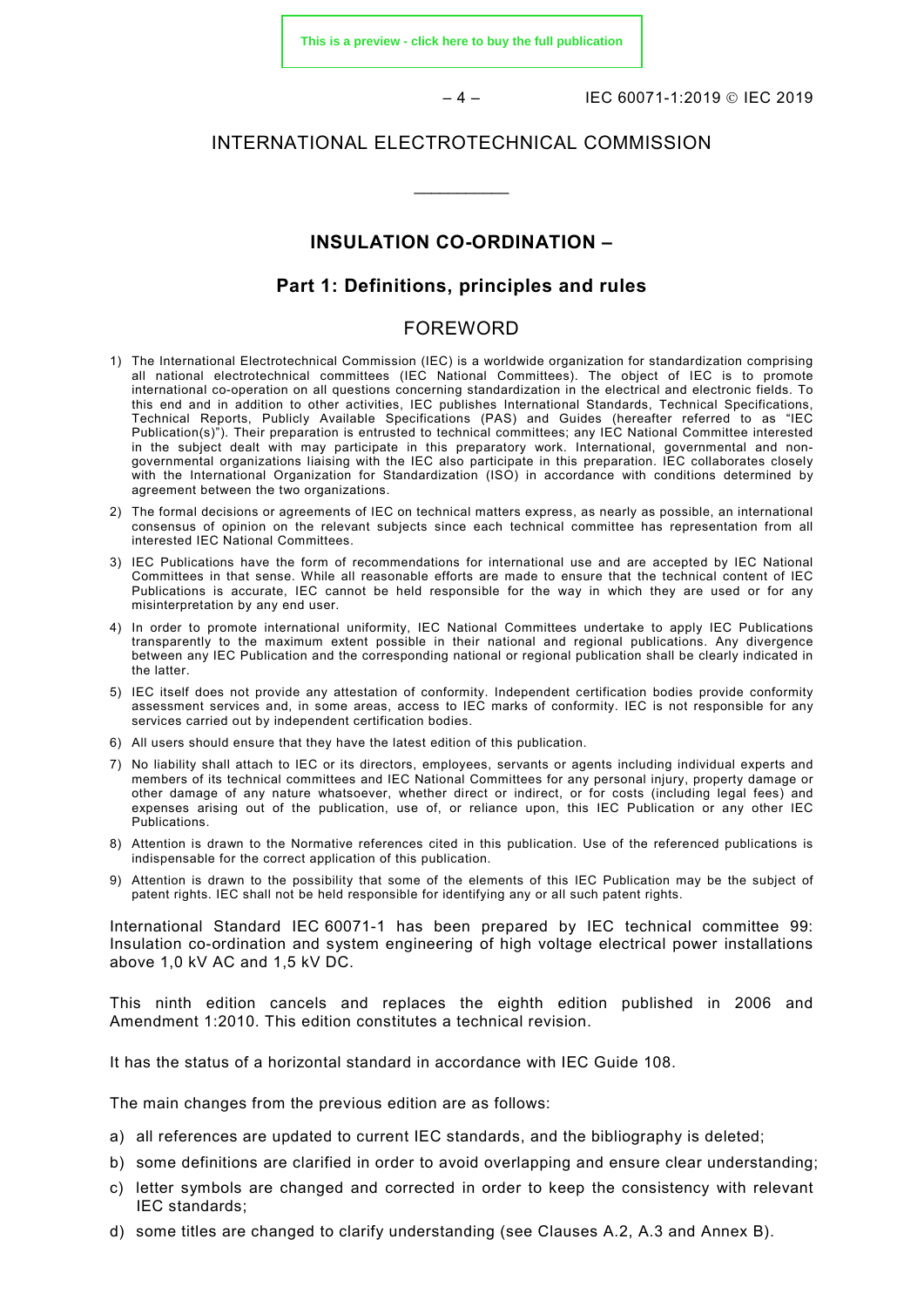INTERNATIONAL ELECTROTECHNICAL COMMISSION

\_\_\_\_\_\_\_\_\_\_\_\_

# INSULATION CO-ORDINATION –

## Part 1: Definitions, principles and rules

## FOREWORD

1) The International Electrotechnical Commission (IEC) is a worldwide organization for standardization comprising all national electrotechnical committees (IEC National Committees). The object of IEC is to promote international co-operation on all questions concerning standardization in the electrical and electronic fields. To this end and in addition to other activities, IEC publishes International Standards, Technical Specifications, Technical Reports, Publicly Available Specifications (PAS) and Guides (hereafter referred to as "IEC Publication(s)"). Their preparation is entrusted to technical committees; any IEC National Committee interested in the subject dealt with may participate in this preparatory work. International, governmental and non-governmental organizations liaising with the IEC also participate in this preparation. IEC collaborates closely with the International Organization for Standardization (ISO) in accordance with conditions determined by agreement between the two organizations.
2) The formal decisions or agreements of IEC on technical matters express, as nearly as possible, an international consensus of opinion on the relevant subjects since each technical committee has representation from all interested IEC National Committees.
3) IEC Publications have the form of recommendations for international use and are accepted by IEC National Committees in that sense. While all reasonable efforts are made to ensure that the technical content of IEC Publications is accurate, IEC cannot be held responsible for the way in which they are used or for any misinterpretation by any end user.
4) In order to promote international uniformity, IEC National Committees undertake to apply IEC Publications transparently to the maximum extent possible in their national and regional publications. Any divergence between any IEC Publication and the corresponding national or regional publication shall be clearly indicated in the latter.
5) IEC itself does not provide any attestation of conformity. Independent certification bodies provide conformity assessment services and, in some areas, access to IEC marks of conformity. IEC is not responsible for any services carried out by independent certification bodies.
6) All users should ensure that they have the latest edition of this publication.
7) No liability shall attach to IEC or its directors, employees, servants or agents including individual experts and members of its technical committees and IEC National Committees for any personal injury, property damage or other damage of any nature whatsoever, whether direct or indirect, or for costs (including legal fees) and expenses arising out of the publication, use of, or reliance upon, this IEC Publication or any other IEC Publications.
8) Attention is drawn to the Normative references cited in this publication. Use of the referenced publications is indispensable for the correct application of this publication.
9) Attention is drawn to the possibility that some of the elements of this IEC Publication may be the subject of patent rights. IEC shall not be held responsible for identifying any or all such patent rights.

International Standard IEC 60071-1 has been prepared by IEC technical committee 99: Insulation co-ordination and system engineering of high voltage electrical power installations above 1,0 kV AC and 1,5 kV DC.

This ninth edition cancels and replaces the eighth edition published in 2006 and Amendment 1:2010. This edition constitutes a technical revision.

It has the status of a horizontal standard in accordance with IEC Guide 108.

The main changes from the previous edition are as follows:

a) all references are updated to current IEC standards, and the bibliography is deleted;
b) some definitions are clarified in order to avoid overlapping and ensure clear understanding;
c) letter symbols are changed and corrected in order to keep the consistency with relevant IEC standards;
d) some titles are changed to clarify understanding (see Clauses A.2, A.3 and Annex B).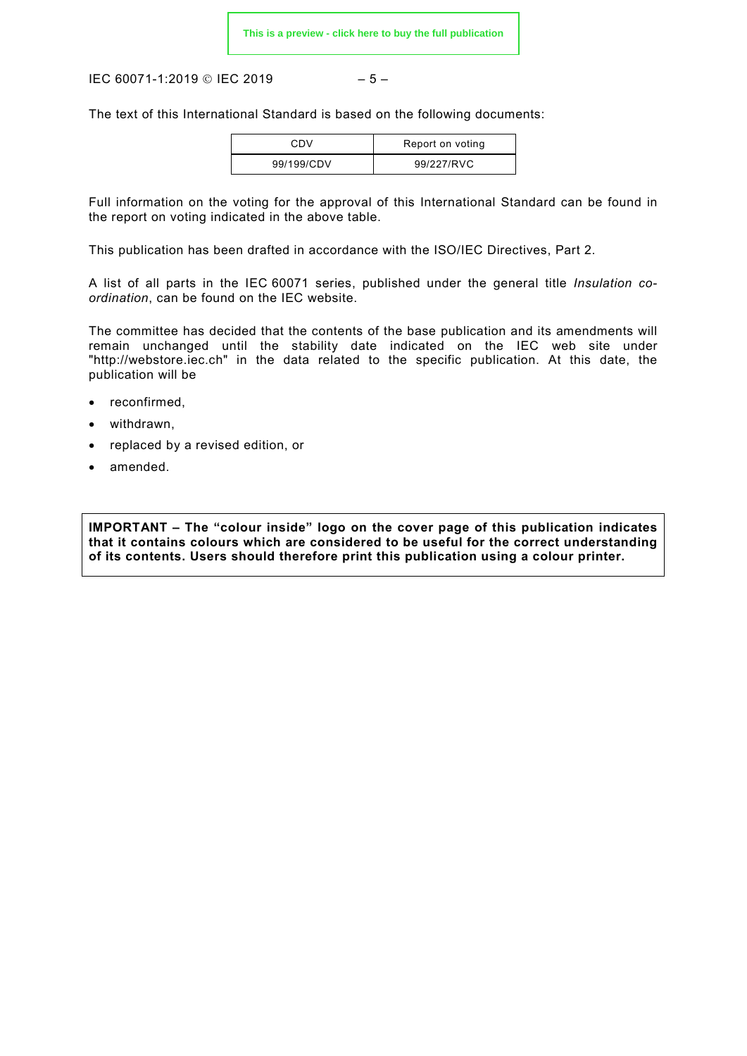The text of this International Standard is based on the following documents:

| CDV | Report on voting |
|---|---|
| 99/199/CDV | 99/227/RVC |

Full information on the voting for the approval of this International Standard can be found in the report on voting indicated in the above table.

This publication has been drafted in accordance with the ISO/IEC Directives, Part 2.

A list of all parts in the IEC 60071 series, published under the general title *Insulation co-ordination*, can be found on the IEC website.

The committee has decided that the contents of the base publication and its amendments will remain unchanged until the stability date indicated on the IEC web site under "http://webstore.iec.ch" in the data related to the specific publication. At this date, the publication will be

- reconfirmed,
- withdrawn,
- replaced by a revised edition, or
- amended.

**IMPORTANT – The "colour inside" logo on the cover page of this publication indicates that it contains colours which are considered to be useful for the correct understanding of its contents. Users should therefore print this publication using a colour printer.**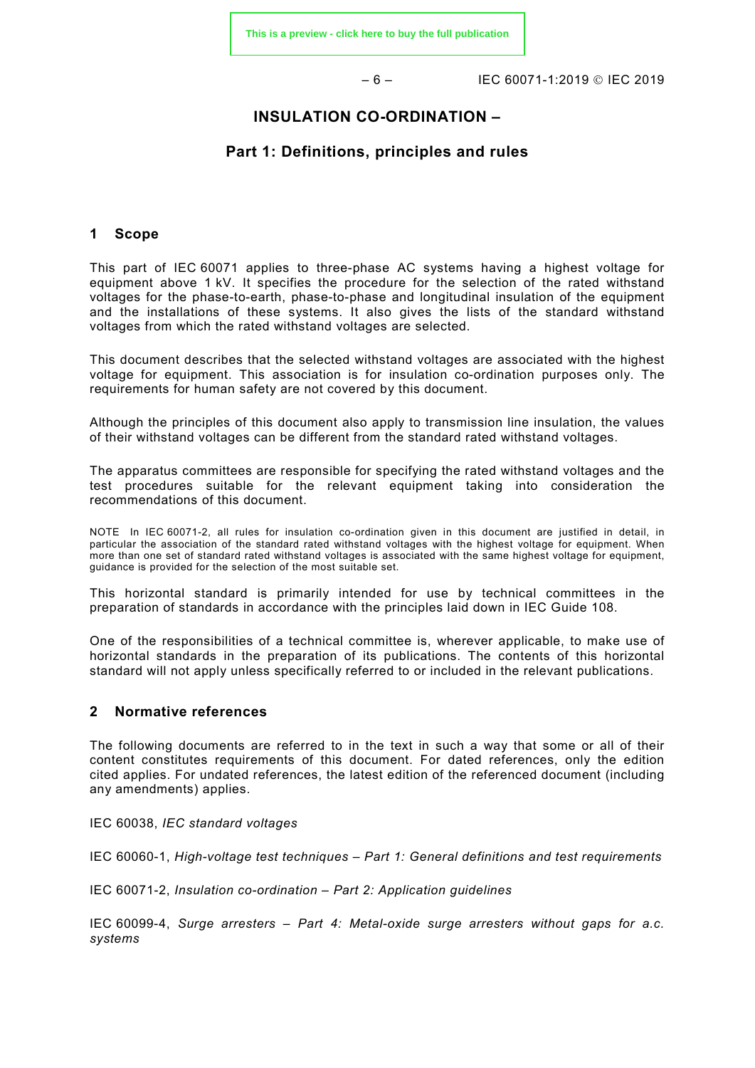# INSULATION CO-ORDINATION –

## Part 1: Definitions, principles and rules

## 1 Scope

This part of IEC 60071 applies to three-phase AC systems having a highest voltage for equipment above 1 kV. It specifies the procedure for the selection of the rated withstand voltages for the phase-to-earth, phase-to-phase and longitudinal insulation of the equipment and the installations of these systems. It also gives the lists of the standard withstand voltages from which the rated withstand voltages are selected.

This document describes that the selected withstand voltages are associated with the highest voltage for equipment. This association is for insulation co-ordination purposes only. The requirements for human safety are not covered by this document.

Although the principles of this document also apply to transmission line insulation, the values of their withstand voltages can be different from the standard rated withstand voltages.

The apparatus committees are responsible for specifying the rated withstand voltages and the test procedures suitable for the relevant equipment taking into consideration the recommendations of this document.

NOTE In IEC 60071-2, all rules for insulation co-ordination given in this document are justified in detail, in particular the association of the standard rated withstand voltages with the highest voltage for equipment. When more than one set of standard rated withstand voltages is associated with the same highest voltage for equipment, guidance is provided for the selection of the most suitable set.

This horizontal standard is primarily intended for use by technical committees in the preparation of standards in accordance with the principles laid down in IEC Guide 108.

One of the responsibilities of a technical committee is, wherever applicable, to make use of horizontal standards in the preparation of its publications. The contents of this horizontal standard will not apply unless specifically referred to or included in the relevant publications.

## 2 Normative references

The following documents are referred to in the text in such a way that some or all of their content constitutes requirements of this document. For dated references, only the edition cited applies. For undated references, the latest edition of the referenced document (including any amendments) applies.

IEC 60038, *IEC standard voltages*

IEC 60060-1, *High-voltage test techniques – Part 1: General definitions and test requirements*

IEC 60071-2, *Insulation co-ordination – Part 2: Application guidelines*

IEC 60099-4, *Surge arresters – Part 4: Metal-oxide surge arresters without gaps for a.c. systems*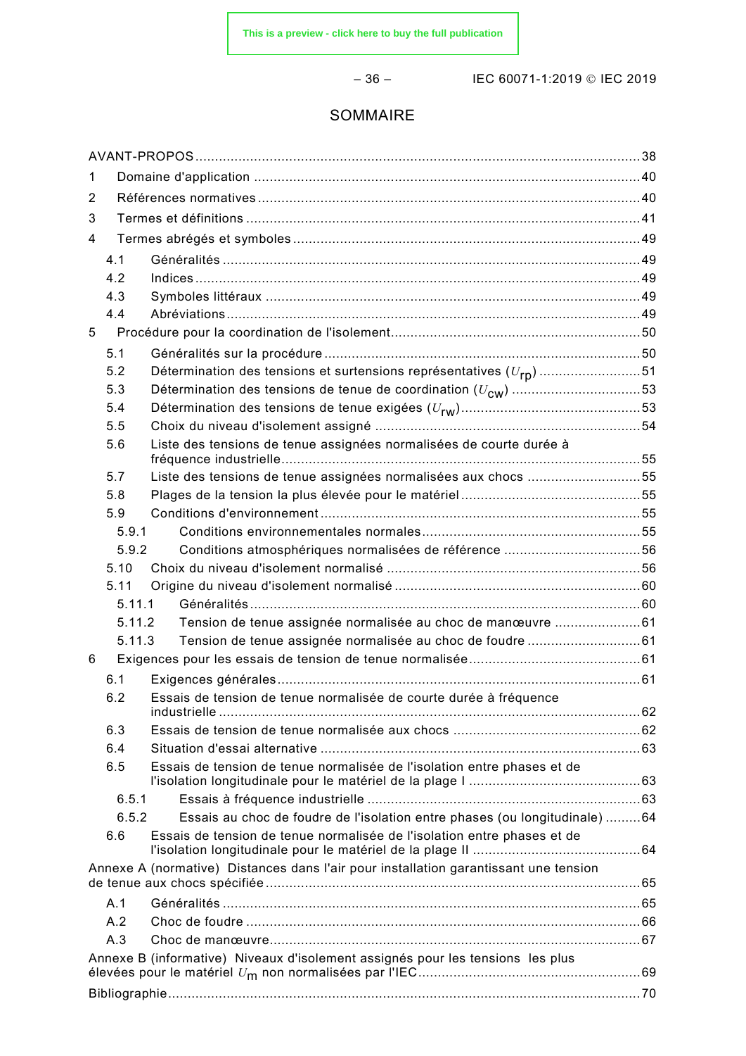# SOMMAIRE

AVANT-PROPOS ... 38

1 Domaine d'application ... 40

2 Références normatives ... 40

3 Termes et définitions ... 41

4 Termes abrégés et symboles ... 49

- 4.1 Généralités ... 49
- 4.2 Indices ... 49
- 4.3 Symboles littéraux ... 49
- 4.4 Abréviations ... 49

5 Procédure pour la coordination de l'isolement ... 50

- 5.1 Généralités sur la procédure ... 50
- 5.2 Détermination des tensions et surtensions représentatives ($U_{rp}$) ... 51
- 5.3 Détermination des tensions de tenue de coordination ($U_{cw}$) ... 53
- 5.4 Détermination des tensions de tenue exigées ($U_{rw}$) ... 53
- 5.5 Choix du niveau d'isolement assigné ... 54
- 5.6 Liste des tensions de tenue assignées normalisées de courte durée à fréquence industrielle ... 55
- 5.7 Liste des tensions de tenue assignées normalisées aux chocs ... 55
- 5.8 Plages de la tension la plus élevée pour le matériel ... 55
- 5.9 Conditions d'environnement ... 55
  - 5.9.1 Conditions environnementales normales ... 55
  - 5.9.2 Conditions atmosphériques normalisées de référence ... 56
- 5.10 Choix du niveau d'isolement normalisé ... 56
- 5.11 Origine du niveau d'isolement normalisé ... 60
  - 5.11.1 Généralités ... 60
  - 5.11.2 Tension de tenue assignée normalisée au choc de manœuvre ... 61
  - 5.11.3 Tension de tenue assignée normalisée au choc de foudre ... 61

6 Exigences pour les essais de tension de tenue normalisée ... 61

- 6.1 Exigences générales ... 61
- 6.2 Essais de tension de tenue normalisée de courte durée à fréquence industrielle ... 62
- 6.3 Essais de tension de tenue normalisée aux chocs ... 62
- 6.4 Situation d'essai alternative ... 63
- 6.5 Essais de tension de tenue normalisée de l'isolation entre phases et de l'isolation longitudinale pour le matériel de la plage I ... 63
  - 6.5.1 Essais à fréquence industrielle ... 63
  - 6.5.2 Essais au choc de foudre de l'isolation entre phases (ou longitudinale) ... 64
- 6.6 Essais de tension de tenue normalisée de l'isolation entre phases et de l'isolation longitudinale pour le matériel de la plage II ... 64

Annexe A (normative) Distances dans l'air pour installation garantissant une tension de tenue aux chocs spécifiée ... 65

- A.1 Généralités ... 65
- A.2 Choc de foudre ... 66
- A.3 Choc de manœuvre ... 67

Annexe B (informative) Niveaux d'isolement assignés pour les tensions les plus élevées pour le matériel $U_m$ non normalisées par l'IEC ... 69

Bibliographie ... 70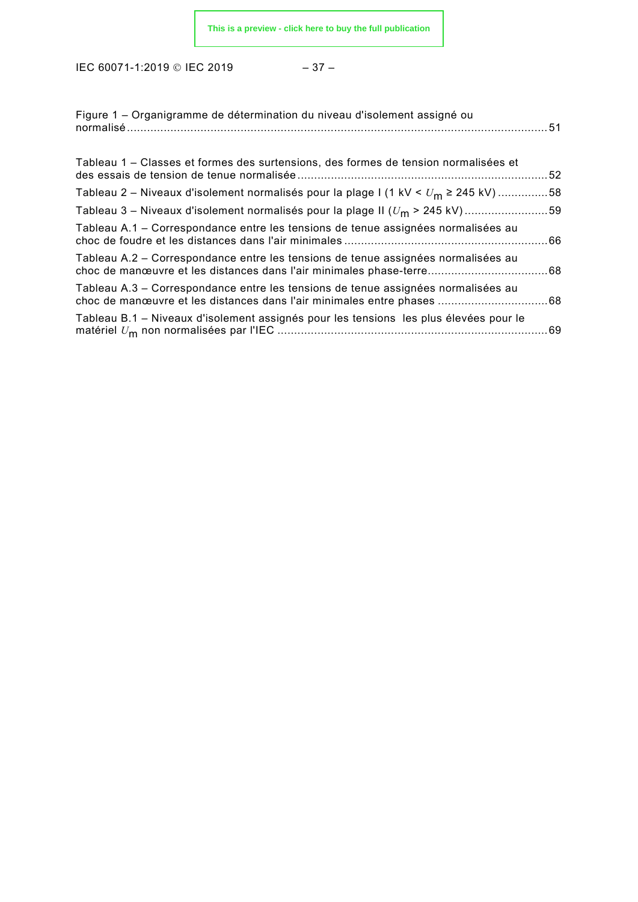Figure 1 – Organigramme de détermination du niveau d'isolement assigné ou normalisé ............................................................................................................................ 51

Tableau 1 – Classes et formes des surtensions, des formes de tension normalisées et des essais de tension de tenue normalisée .......................................................................... 52

Tableau 2 – Niveaux d'isolement normalisés pour la plage I (1 kV < $U_m$ ≥ 245 kV) ............... 58

Tableau 3 – Niveaux d'isolement normalisés pour la plage II ($U_m$ > 245 kV) ......................... 59

Tableau A.1 – Correspondance entre les tensions de tenue assignées normalisées au choc de foudre et les distances dans l'air minimales ............................................................ 66

Tableau A.2 – Correspondance entre les tensions de tenue assignées normalisées au choc de manœuvre et les distances dans l'air minimales phase-terre.................................... 68

Tableau A.3 – Correspondance entre les tensions de tenue assignées normalisées au choc de manœuvre et les distances dans l'air minimales entre phases ................................. 68

Tableau B.1 – Niveaux d'isolement assignés pour les tensions les plus élevées pour le matériel $U_m$ non normalisées par l'IEC ................................................................................ 69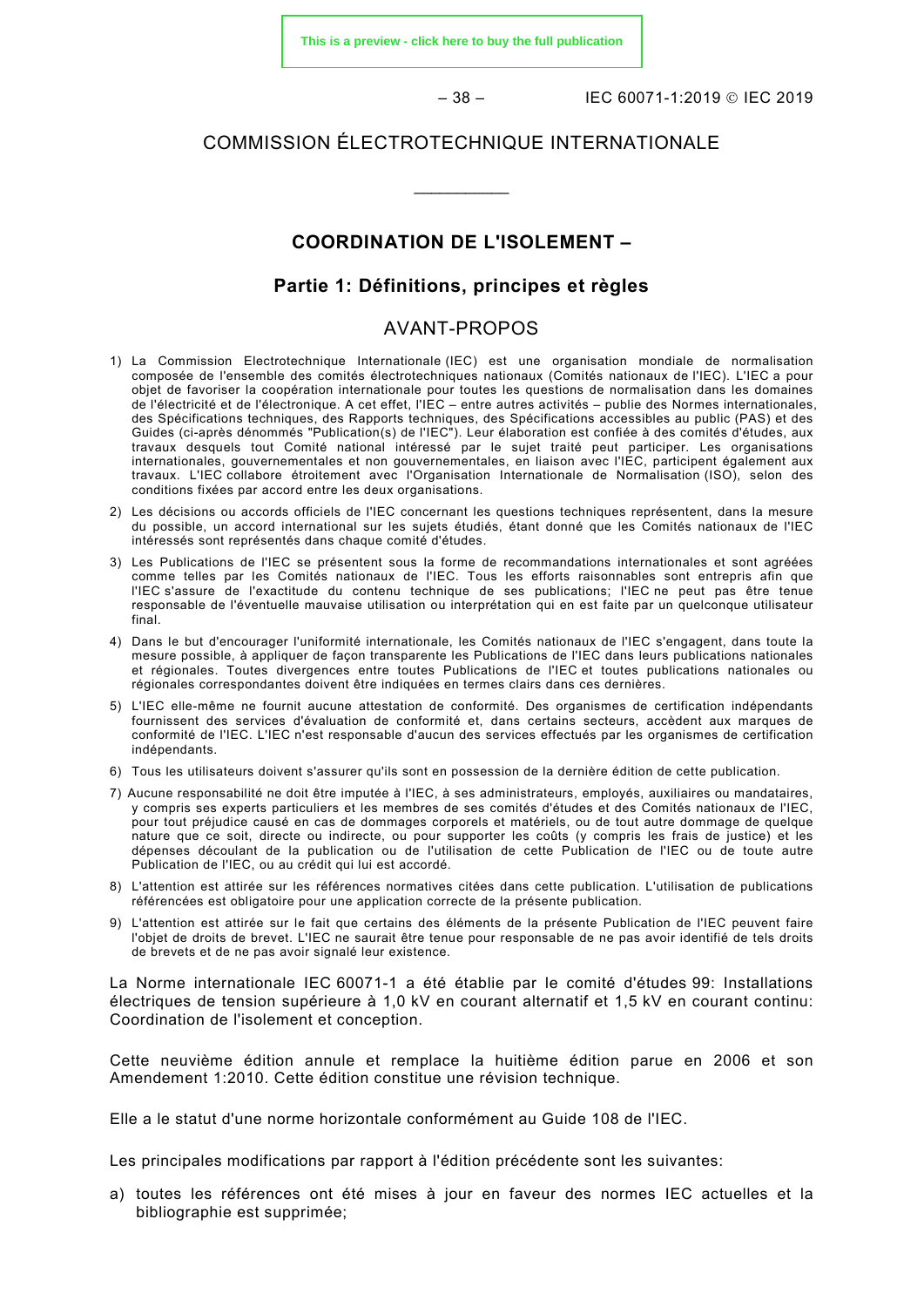COMMISSION ÉLECTROTECHNIQUE INTERNATIONALE

\_\_\_\_\_\_\_\_\_\_\_\_

# COORDINATION DE L'ISOLEMENT –

## Partie 1: Définitions, principes et règles

## AVANT-PROPOS

1) La Commission Electrotechnique Internationale (IEC) est une organisation mondiale de normalisation composée de l'ensemble des comités électrotechniques nationaux (Comités nationaux de l'IEC). L'IEC a pour objet de favoriser la coopération internationale pour toutes les questions de normalisation dans les domaines de l'électricité et de l'électronique. A cet effet, l'IEC – entre autres activités – publie des Normes internationales, des Spécifications techniques, des Rapports techniques, des Spécifications accessibles au public (PAS) et des Guides (ci-après dénommés "Publication(s) de l'IEC"). Leur élaboration est confiée à des comités d'études, aux travaux desquels tout Comité national intéressé par le sujet traité peut participer. Les organisations internationales, gouvernementales et non gouvernementales, en liaison avec l'IEC, participent également aux travaux. L'IEC collabore étroitement avec l'Organisation Internationale de Normalisation (ISO), selon des conditions fixées par accord entre les deux organisations.
2) Les décisions ou accords officiels de l'IEC concernant les questions techniques représentent, dans la mesure du possible, un accord international sur les sujets étudiés, étant donné que les Comités nationaux de l'IEC intéressés sont représentés dans chaque comité d'études.
3) Les Publications de l'IEC se présentent sous la forme de recommandations internationales et sont agréées comme telles par les Comités nationaux de l'IEC. Tous les efforts raisonnables sont entrepris afin que l'IEC s'assure de l'exactitude du contenu technique de ses publications; l'IEC ne peut pas être tenue responsable de l'éventuelle mauvaise utilisation ou interprétation qui en est faite par un quelconque utilisateur final.
4) Dans le but d'encourager l'uniformité internationale, les Comités nationaux de l'IEC s'engagent, dans toute la mesure possible, à appliquer de façon transparente les Publications de l'IEC dans leurs publications nationales et régionales. Toutes divergences entre toutes Publications de l'IEC et toutes publications nationales ou régionales correspondantes doivent être indiquées en termes clairs dans ces dernières.
5) L'IEC elle-même ne fournit aucune attestation de conformité. Des organismes de certification indépendants fournissent des services d'évaluation de conformité et, dans certains secteurs, accèdent aux marques de conformité de l'IEC. L'IEC n'est responsable d'aucun des services effectués par les organismes de certification indépendants.
6) Tous les utilisateurs doivent s'assurer qu'ils sont en possession de la dernière édition de cette publication.
7) Aucune responsabilité ne doit être imputée à l'IEC, à ses administrateurs, employés, auxiliaires ou mandataires, y compris ses experts particuliers et les membres de ses comités d'études et des Comités nationaux de l'IEC, pour tout préjudice causé en cas de dommages corporels et matériels, ou de tout autre dommage de quelque nature que ce soit, directe ou indirecte, ou pour supporter les coûts (y compris les frais de justice) et les dépenses découlant de la publication ou de l'utilisation de cette Publication de l'IEC ou de toute autre Publication de l'IEC, ou au crédit qui lui est accordé.
8) L'attention est attirée sur les références normatives citées dans cette publication. L'utilisation de publications référencées est obligatoire pour une application correcte de la présente publication.
9) L'attention est attirée sur le fait que certains des éléments de la présente Publication de l'IEC peuvent faire l'objet de droits de brevet. L'IEC ne saurait être tenue pour responsable de ne pas avoir identifié de tels droits de brevets et de ne pas avoir signalé leur existence.

La Norme internationale IEC 60071-1 a été établie par le comité d'études 99: Installations électriques de tension supérieure à 1,0 kV en courant alternatif et 1,5 kV en courant continu: Coordination de l'isolement et conception.

Cette neuvième édition annule et remplace la huitième édition parue en 2006 et son Amendement 1:2010. Cette édition constitue une révision technique.

Elle a le statut d'une norme horizontale conformément au Guide 108 de l'IEC.

Les principales modifications par rapport à l'édition précédente sont les suivantes:

a) toutes les références ont été mises à jour en faveur des normes IEC actuelles et la bibliographie est supprimée;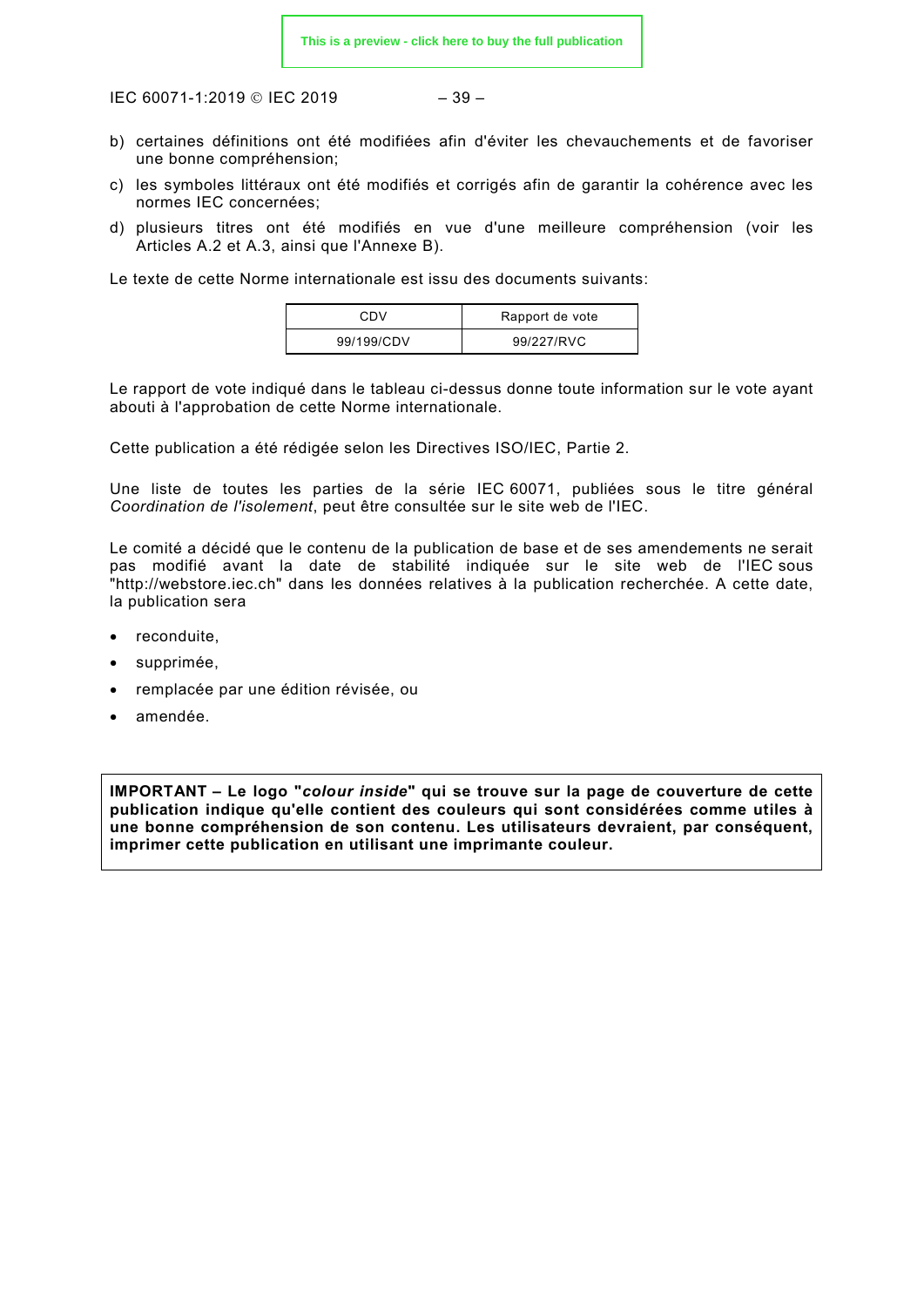b) certaines définitions ont été modifiées afin d'éviter les chevauchements et de favoriser une bonne compréhension;

c) les symboles littéraux ont été modifiés et corrigés afin de garantir la cohérence avec les normes IEC concernées;

d) plusieurs titres ont été modifiés en vue d'une meilleure compréhension (voir les Articles A.2 et A.3, ainsi que l'Annexe B).

Le texte de cette Norme internationale est issu des documents suivants:

| CDV | Rapport de vote |
|---|---|
| 99/199/CDV | 99/227/RVC |

Le rapport de vote indiqué dans le tableau ci-dessus donne toute information sur le vote ayant abouti à l'approbation de cette Norme internationale.

Cette publication a été rédigée selon les Directives ISO/IEC, Partie 2.

Une liste de toutes les parties de la série IEC 60071, publiées sous le titre général *Coordination de l'isolement*, peut être consultée sur le site web de l'IEC.

Le comité a décidé que le contenu de la publication de base et de ses amendements ne serait pas modifié avant la date de stabilité indiquée sur le site web de l'IEC sous "http://webstore.iec.ch" dans les données relatives à la publication recherchée. A cette date, la publication sera

- reconduite,
- supprimée,
- remplacée par une édition révisée, ou
- amendée.

**IMPORTANT – Le logo "*colour inside*" qui se trouve sur la page de couverture de cette publication indique qu'elle contient des couleurs qui sont considérées comme utiles à une bonne compréhension de son contenu. Les utilisateurs devraient, par conséquent, imprimer cette publication en utilisant une imprimante couleur.**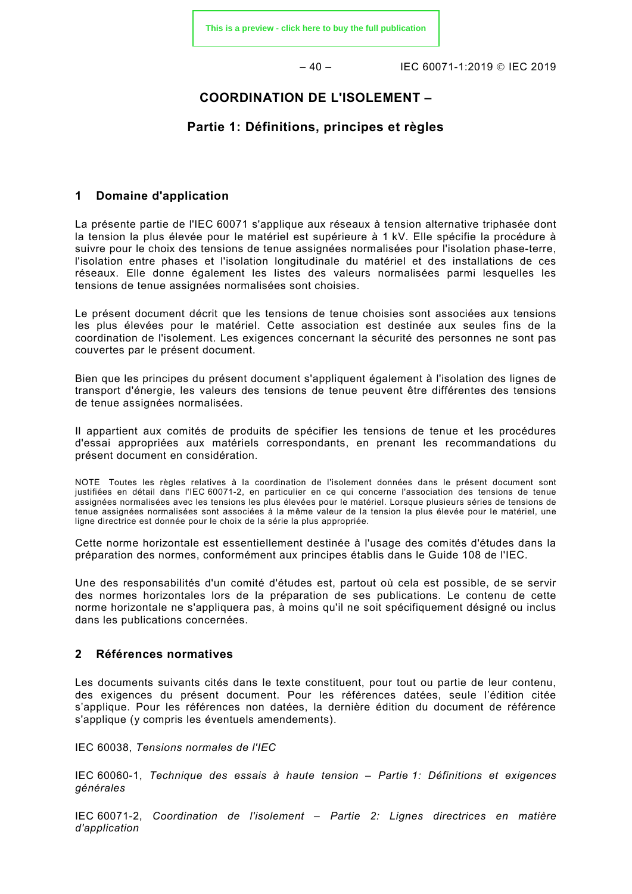# COORDINATION DE L'ISOLEMENT –

## Partie 1: Définitions, principes et règles

## 1 Domaine d'application

La présente partie de l'IEC 60071 s'applique aux réseaux à tension alternative triphasée dont la tension la plus élevée pour le matériel est supérieure à 1 kV. Elle spécifie la procédure à suivre pour le choix des tensions de tenue assignées normalisées pour l'isolation phase-terre, l'isolation entre phases et l'isolation longitudinale du matériel et des installations de ces réseaux. Elle donne également les listes des valeurs normalisées parmi lesquelles les tensions de tenue assignées normalisées sont choisies.

Le présent document décrit que les tensions de tenue choisies sont associées aux tensions les plus élevées pour le matériel. Cette association est destinée aux seules fins de la coordination de l'isolement. Les exigences concernant la sécurité des personnes ne sont pas couvertes par le présent document.

Bien que les principes du présent document s'appliquent également à l'isolation des lignes de transport d'énergie, les valeurs des tensions de tenue peuvent être différentes des tensions de tenue assignées normalisées.

Il appartient aux comités de produits de spécifier les tensions de tenue et les procédures d'essai appropriées aux matériels correspondants, en prenant les recommandations du présent document en considération.

NOTE Toutes les règles relatives à la coordination de l'isolement données dans le présent document sont justifiées en détail dans l'IEC 60071-2, en particulier en ce qui concerne l'association des tensions de tenue assignées normalisées avec les tensions les plus élevées pour le matériel. Lorsque plusieurs séries de tensions de tenue assignées normalisées sont associées à la même valeur de la tension la plus élevée pour le matériel, une ligne directrice est donnée pour le choix de la série la plus appropriée.

Cette norme horizontale est essentiellement destinée à l'usage des comités d'études dans la préparation des normes, conformément aux principes établis dans le Guide 108 de l'IEC.

Une des responsabilités d'un comité d'études est, partout où cela est possible, de se servir des normes horizontales lors de la préparation de ses publications. Le contenu de cette norme horizontale ne s'appliquera pas, à moins qu'il ne soit spécifiquement désigné ou inclus dans les publications concernées.

## 2 Références normatives

Les documents suivants cités dans le texte constituent, pour tout ou partie de leur contenu, des exigences du présent document. Pour les références datées, seule l'édition citée s'applique. Pour les références non datées, la dernière édition du document de référence s'applique (y compris les éventuels amendements).

IEC 60038, *Tensions normales de l'IEC*

IEC 60060-1, *Technique des essais à haute tension – Partie 1: Définitions et exigences générales*

IEC 60071-2, *Coordination de l'isolement – Partie 2: Lignes directrices en matière d'application*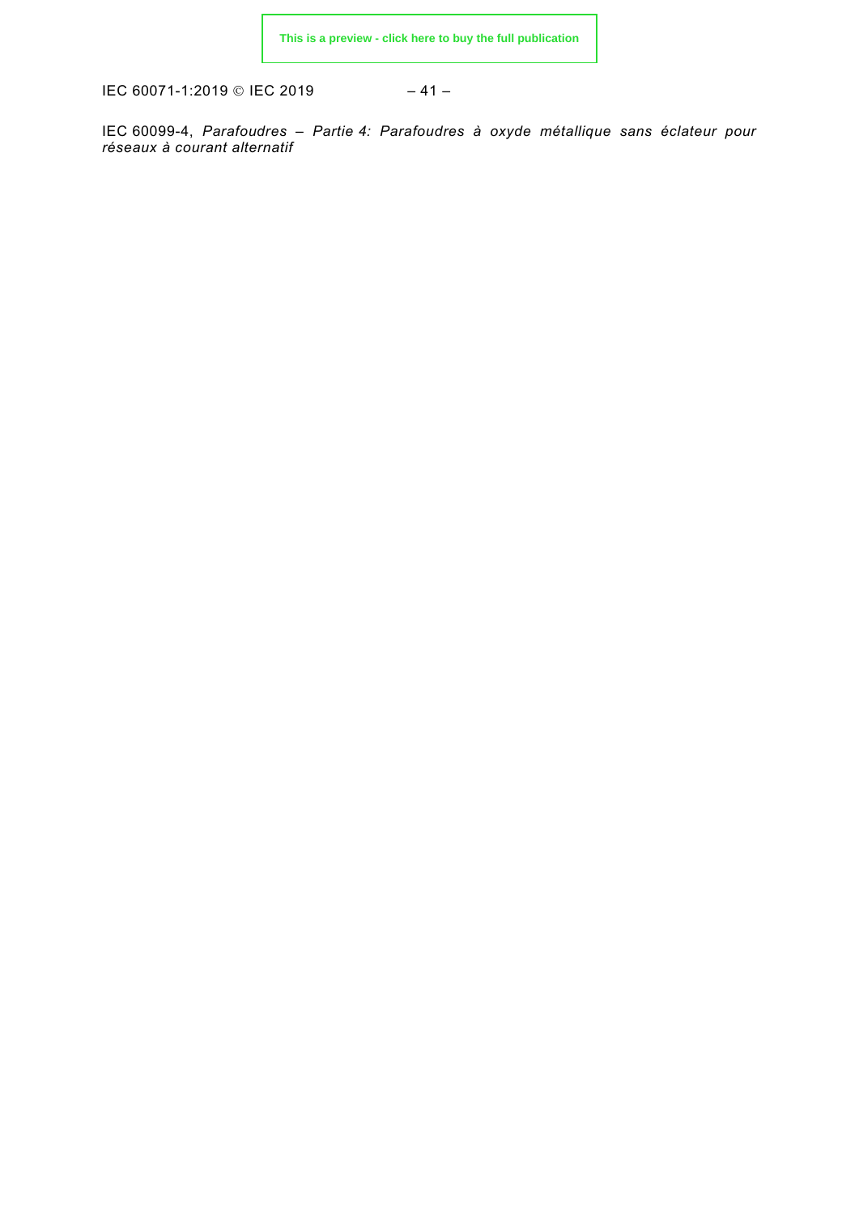IEC 60099-4, *Parafoudres – Partie 4: Parafoudres à oxyde métallique sans éclateur pour réseaux à courant alternatif*